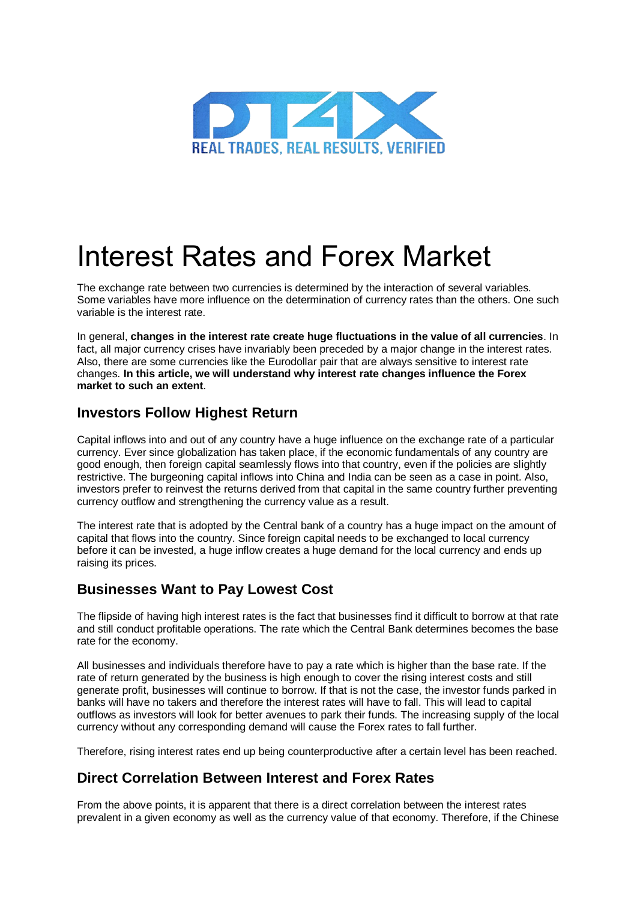# Interest Rates and Forex Market

The exchange rate between two currencies is determined by the interaction of several variables. Some variables have more influence on the determination of currency rates than the others. One such variable is the interest rate.

In general, **changes in the interest rate create huge fluctuations in the value of all currencies**. In fact, all major currency crises have invariably been preceded by a major change in the interest rates. Also, there are some currencies like the Eurodollar pair that are always sensitive to interest rate changes. **In this article, we will understand why interest rate changes influence the Forex market to such an extent**.

## Investors Follow Highest Return

Capital inflows into and out of any country have a huge influence on the exchange rate of a particular currency. Ever since globalization has taken place, if the economic fundamentals of any country are good enough, then foreign capital seamlessly flows into that country, even if the policies are slightly restrictive. The burgeoning capital inflows into China and India can be seen as a case in point. Also, investors prefer to reinvest the returns derived from that capital in the same country further preventing currency outflow and strengthening the currency value as a result.

The interest rate that is adopted by the Central bank of a country has a huge impact on the amount of capital that flows into the country. Since foreign capital needs to be exchanged to local currency before it can be invested, a huge inflow creates a huge demand for the local currency and ends up raising its prices.

## Businesses Want to Pay Lowest Cost

The flipside of having high interest rates is the fact that businesses find it difficult to borrow at that rate and still conduct profitable operations. The rate which the Central Bank determines becomes the base rate for the economy.

All businesses and individuals therefore have to pay a rate which is higher than the base rate. If the rate of return generated by the business is high enough to cover the rising interest costs and still generate profit, businesses will continue to borrow. If that is not the case, the investor funds parked in banks will have no takers and therefore the interest rates will have to fall. This will lead to capital outflows as investors will look for better avenues to park their funds. The increasing supply of the local currency without any corresponding demand will cause the Forex rates to fall further.

Therefore, rising interest rates end up being counterproductive after a certain level has been reached.

## Direct Correlation Between Interest and Forex Rates

From the above points, it is apparent that there is a direct correlation between the interest rates prevalent in a given economy as well as the currency value of that economy. Therefore, if the Chinese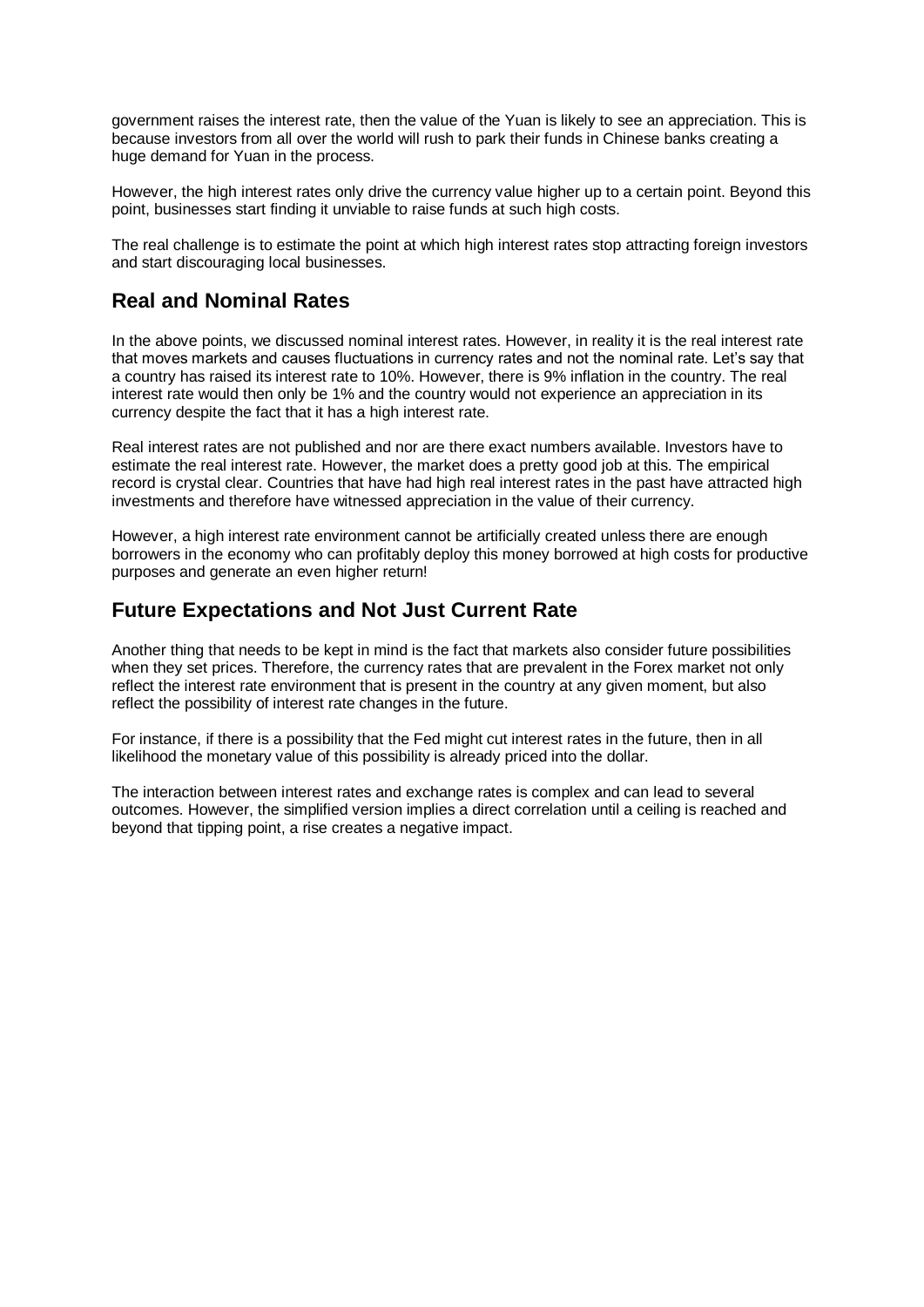government raises the interest rate, then the value of the Yuan is likely to see an appreciation. This is because investors from all over the world will rush to park their funds in Chinese banks creating a huge demand for Yuan in the process.

However, the high interest rates only drive the currency value higher up to a certain point. Beyond this point, businesses start finding it unviable to raise funds at such high costs.

The real challenge is to estimate the point at which high interest rates stop attracting foreign investors and start discouraging local businesses.

## Real and Nominal Rates

In the above points, we discussed nominal interest rates. However, in reality it is the real interest rate that moves markets and causes fluctuations in currency rates and not the nominal rate. Let's say that a country has raised its interest rate to 10%. However, there is 9% inflation in the country. The real interest rate would then only be 1% and the country would not experience an appreciation in its currency despite the fact that it has a high interest rate.

Real interest rates are not published and nor are there exact numbers available. Investors have to estimate the real interest rate. However, the market does a pretty good job at this. The empirical record is crystal clear. Countries that have had high real interest rates in the past have attracted high investments and therefore have witnessed appreciation in the value of their currency.

However, a high interest rate environment cannot be artificially created unless there are enough borrowers in the economy who can profitably deploy this money borrowed at high costs for productive purposes and generate an even higher return!

## Future Expectations and Not Just Current Rate

Another thing that needs to be kept in mind is the fact that markets also consider future possibilities when they set prices. Therefore, the currency rates that are prevalent in the Forex market not only reflect the interest rate environment that is present in the country at any given moment, but also reflect the possibility of interest rate changes in the future.

For instance, if there is a possibility that the Fed might cut interest rates in the future, then in all likelihood the monetary value of this possibility is already priced into the dollar.

The interaction between interest rates and exchange rates is complex and can lead to several outcomes. However, the simplified version implies a direct correlation until a ceiling is reached and beyond that tipping point, a rise creates a negative impact.